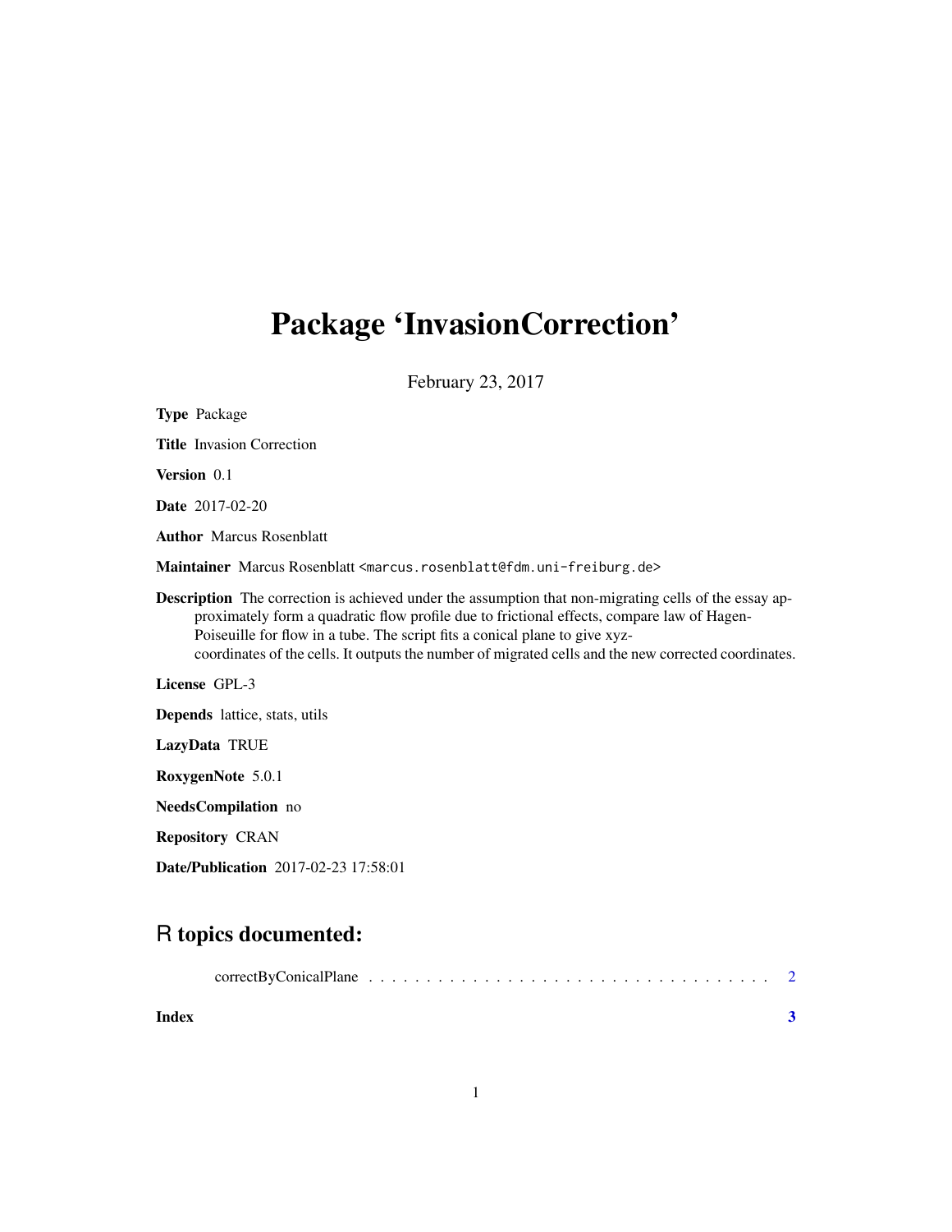# Package 'InvasionCorrection'

February 23, 2017

**Type** Package

**Title** Invasion Correction

**Version** 0.1

**Date** 2017-02-20

**Author** Marcus Rosenblatt

**Maintainer** Marcus Rosenblatt <marcus.rosenblatt@fdm.uni-freiburg.de>

**Description** The correction is achieved under the assumption that non-migrating cells of the essay approximately form a quadratic flow profile due to frictional effects, compare law of Hagen-Poiseuille for flow in a tube. The script fits a conical plane to give xyz-coordinates of the cells. It outputs the number of migrated cells and the new corrected coordinates.

**License** GPL-3

**Depends** lattice, stats, utils

**LazyData** TRUE

**RoxygenNote** 5.0.1

**NeedsCompilation** no

**Repository** CRAN

**Date/Publication** 2017-02-23 17:58:01

## R topics documented:

correctByConicalPlane . . . . . . . . . . . . . . . . . . . . . . . . . . . . . . . . . . . 2

**Index** **3**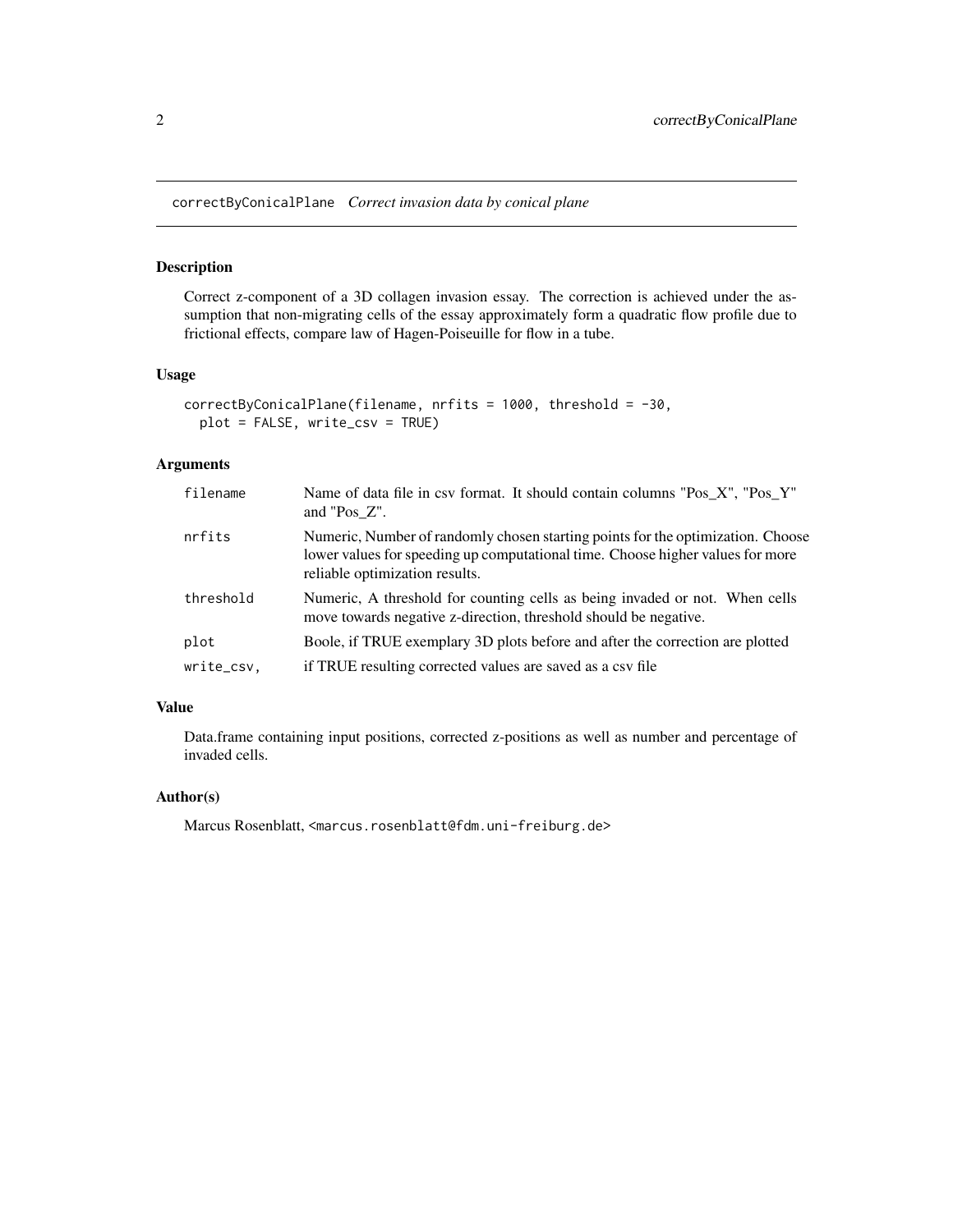`correctByConicalPlane` *Correct invasion data by conical plane*

## Description

Correct z-component of a 3D collagen invasion essay. The correction is achieved under the assumption that non-migrating cells of the essay approximately form a quadratic flow profile due to frictional effects, compare law of Hagen-Poiseuille for flow in a tube.

## Usage

```
correctByConicalPlane(filename, nrfits = 1000, threshold = -30,
  plot = FALSE, write_csv = TRUE)
```

## Arguments

| | |
|---|---|
| `filename` | Name of data file in csv format. It should contain columns "Pos_X", "Pos_Y" and "Pos_Z". |
| `nrfits` | Numeric, Number of randomly chosen starting points for the optimization. Choose lower values for speeding up computational time. Choose higher values for more reliable optimization results. |
| `threshold` | Numeric, A threshold for counting cells as being invaded or not. When cells move towards negative z-direction, threshold should be negative. |
| `plot` | Boole, if TRUE exemplary 3D plots before and after the correction are plotted |
| `write_csv,` | if TRUE resulting corrected values are saved as a csv file |

## Value

Data.frame containing input positions, corrected z-positions as well as number and percentage of invaded cells.

## Author(s)

Marcus Rosenblatt, <marcus.rosenblatt@fdm.uni-freiburg.de>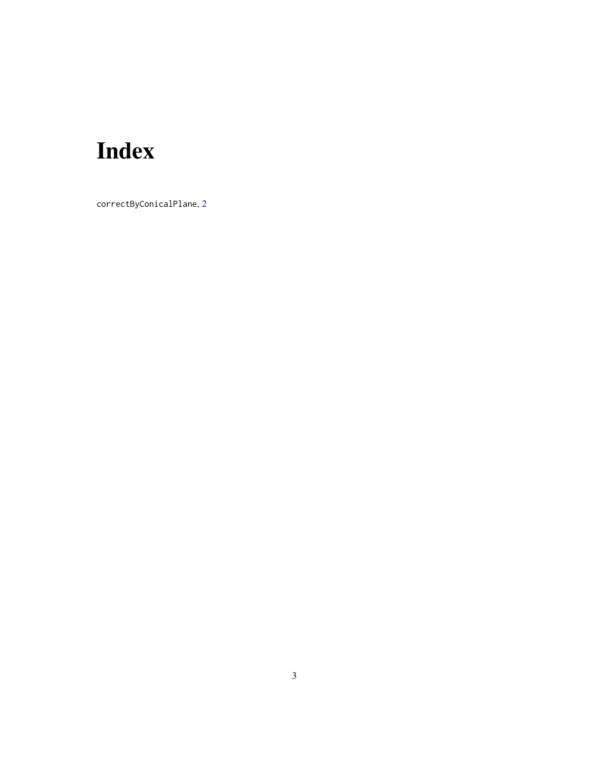# Index

`correctByConicalPlane`, 2